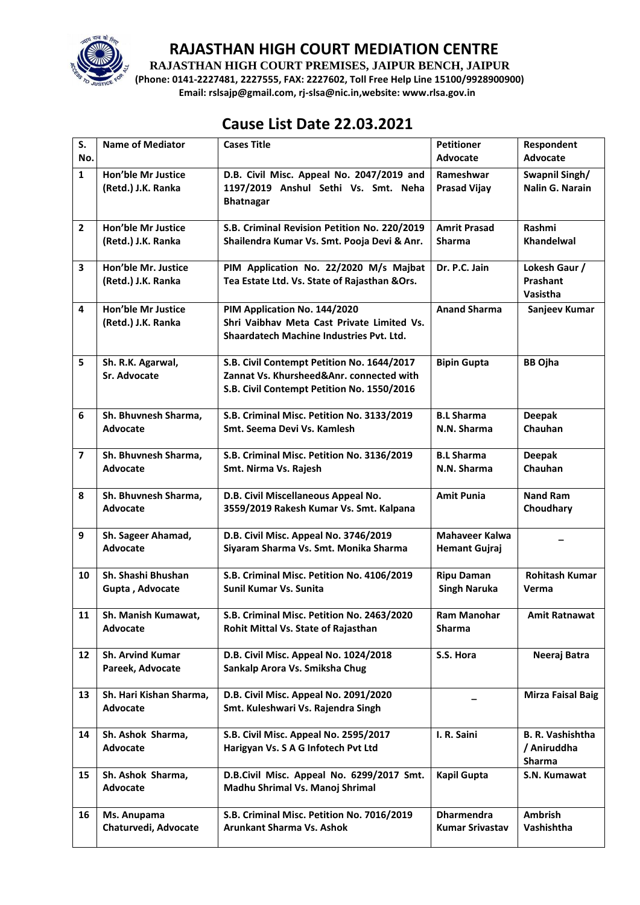# RAJASTHAN HIGH COURT MEDIATION CENTRE

**RAJASTHAN HIGH COURT PREMISES, JAIPUR BENCH, JAIPUR**

**(Phone: 0141-2227481, 2227555, FAX: 2227602, Toll Free Help Line 15100/9928900900)**

**Email: rslsajp@gmail.com, rj-slsa@nic.in,website: www.rlsa.gov.in**

## Cause List Date 22.03.2021

| S. No. | Name of Mediator | Cases Title | Petitioner Advocate | Respondent Advocate |
|---|---|---|---|---|
| 1 | Hon'ble Mr Justice (Retd.) J.K. Ranka | D.B. Civil Misc. Appeal No. 2047/2019 and 1197/2019 Anshul Sethi Vs. Smt. Neha Bhatnagar | Rameshwar Prasad Vijay | Swapnil Singh/ Nalin G. Narain |
| 2 | Hon'ble Mr Justice (Retd.) J.K. Ranka | S.B. Criminal Revision Petition No. 220/2019 Shailendra Kumar Vs. Smt. Pooja Devi & Anr. | Amrit Prasad Sharma | Rashmi Khandelwal |
| 3 | Hon'ble Mr. Justice (Retd.) J.K. Ranka | PIM Application No. 22/2020 M/s Majbat Tea Estate Ltd. Vs. State of Rajasthan &Ors. | Dr. P.C. Jain | Lokesh Gaur / Prashant Vasistha |
| 4 | Hon'ble Mr Justice (Retd.) J.K. Ranka | PIM Application No. 144/2020 Shri Vaibhav Meta Cast Private Limited Vs. Shaardatech Machine Industries Pvt. Ltd. | Anand Sharma | Sanjeev Kumar |
| 5 | Sh. R.K. Agarwal, Sr. Advocate | S.B. Civil Contempt Petition No. 1644/2017 Zannat Vs. Khursheed&Anr. connected with S.B. Civil Contempt Petition No. 1550/2016 | Bipin Gupta | BB Ojha |
| 6 | Sh. Bhuvnesh Sharma, Advocate | S.B. Criminal Misc. Petition No. 3133/2019 Smt. Seema Devi Vs. Kamlesh | B.L Sharma N.N. Sharma | Deepak Chauhan |
| 7 | Sh. Bhuvnesh Sharma, Advocate | S.B. Criminal Misc. Petition No. 3136/2019 Smt. Nirma Vs. Rajesh | B.L Sharma N.N. Sharma | Deepak Chauhan |
| 8 | Sh. Bhuvnesh Sharma, Advocate | D.B. Civil Miscellaneous Appeal No. 3559/2019 Rakesh Kumar Vs. Smt. Kalpana | Amit Punia | Nand Ram Choudhary |
| 9 | Sh. Sageer Ahamad, Advocate | D.B. Civil Misc. Appeal No. 3746/2019 Siyaram Sharma Vs. Smt. Monika Sharma | Mahaveer Kalwa Hemant Gujraj | – |
| 10 | Sh. Shashi Bhushan Gupta , Advocate | S.B. Criminal Misc. Petition No. 4106/2019 Sunil Kumar Vs. Sunita | Ripu Daman Singh Naruka | Rohitash Kumar Verma |
| 11 | Sh. Manish Kumawat, Advocate | S.B. Criminal Misc. Petition No. 2463/2020 Rohit Mittal Vs. State of Rajasthan | Ram Manohar Sharma | Amit Ratnawat |
| 12 | Sh. Arvind Kumar Pareek, Advocate | D.B. Civil Misc. Appeal No. 1024/2018 Sankalp Arora Vs. Smiksha Chug | S.S. Hora | Neeraj Batra |
| 13 | Sh. Hari Kishan Sharma, Advocate | D.B. Civil Misc. Appeal No. 2091/2020 Smt. Kuleshwari Vs. Rajendra Singh | – | Mirza Faisal Baig |
| 14 | Sh. Ashok Sharma, Advocate | S.B. Civil Misc. Appeal No. 2595/2017 Harigyan Vs. S A G Infotech Pvt Ltd | I. R. Saini | B. R. Vashishtha / Aniruddha Sharma |
| 15 | Sh. Ashok Sharma, Advocate | D.B.Civil Misc. Appeal No. 6299/2017 Smt. Madhu Shrimal Vs. Manoj Shrimal | Kapil Gupta | S.N. Kumawat |
| 16 | Ms. Anupama Chaturvedi, Advocate | S.B. Criminal Misc. Petition No. 7016/2019 Arunkant Sharma Vs. Ashok | Dharmendra Kumar Srivastav | Ambrish Vashishtha |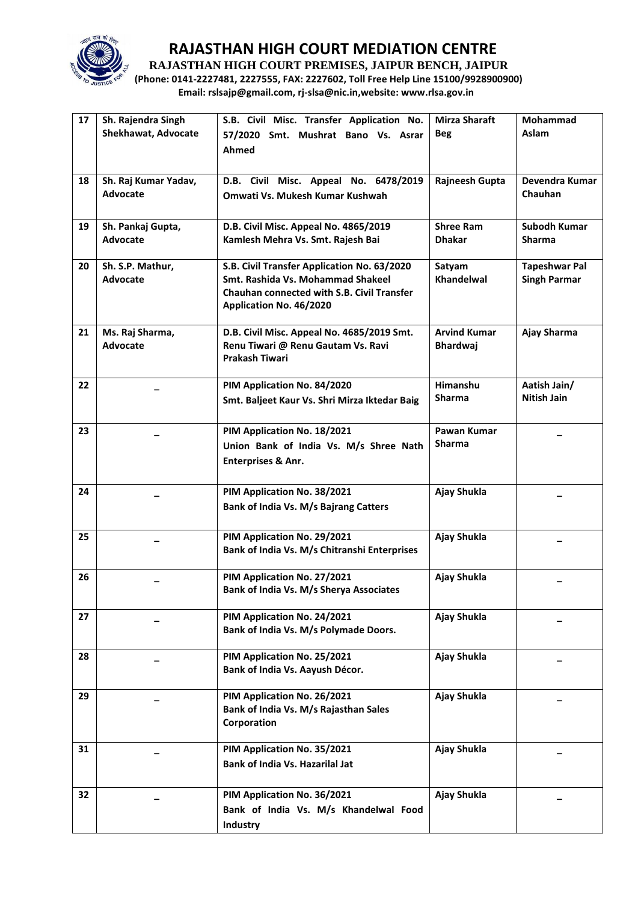# RAJASTHAN HIGH COURT MEDIATION CENTRE

**RAJASTHAN HIGH COURT PREMISES, JAIPUR BENCH, JAIPUR**

**(Phone: 0141-2227481, 2227555, FAX: 2227602, Toll Free Help Line 15100/9928900900)**

**Email: rslsajp@gmail.com, rj-slsa@nic.in,website: www.rlsa.gov.in**

| | | | | |
|---|---|---|---|---|
| 17 | Sh. Rajendra Singh Shekhawat, Advocate | S.B. Civil Misc. Transfer Application No. 57/2020 Smt. Mushrat Bano Vs. Asrar Ahmed | Mirza Sharaft Beg | Mohammad Aslam |
| 18 | Sh. Raj Kumar Yadav, Advocate | D.B. Civil Misc. Appeal No. 6478/2019 Omwati Vs. Mukesh Kumar Kushwah | Rajneesh Gupta | Devendra Kumar Chauhan |
| 19 | Sh. Pankaj Gupta, Advocate | D.B. Civil Misc. Appeal No. 4865/2019 Kamlesh Mehra Vs. Smt. Rajesh Bai | Shree Ram Dhakar | Subodh Kumar Sharma |
| 20 | Sh. S.P. Mathur, Advocate | S.B. Civil Transfer Application No. 63/2020 Smt. Rashida Vs. Mohammad Shakeel Chauhan connected with S.B. Civil Transfer Application No. 46/2020 | Satyam Khandelwal | Tapeshwar Pal Singh Parmar |
| 21 | Ms. Raj Sharma, Advocate | D.B. Civil Misc. Appeal No. 4685/2019 Smt. Renu Tiwari @ Renu Gautam Vs. Ravi Prakash Tiwari | Arvind Kumar Bhardwaj | Ajay Sharma |
| 22 | – | PIM Application No. 84/2020 Smt. Baljeet Kaur Vs. Shri Mirza Iktedar Baig | Himanshu Sharma | Aatish Jain/ Nitish Jain |
| 23 | – | PIM Application No. 18/2021 Union Bank of India Vs. M/s Shree Nath Enterprises & Anr. | Pawan Kumar Sharma | – |
| 24 | – | PIM Application No. 38/2021 Bank of India Vs. M/s Bajrang Catters | Ajay Shukla | – |
| 25 | – | PIM Application No. 29/2021 Bank of India Vs. M/s Chitranshi Enterprises | Ajay Shukla | – |
| 26 | – | PIM Application No. 27/2021 Bank of India Vs. M/s Sherya Associates | Ajay Shukla | – |
| 27 | – | PIM Application No. 24/2021 Bank of India Vs. M/s Polymade Doors. | Ajay Shukla | – |
| 28 | – | PIM Application No. 25/2021 Bank of India Vs. Aayush Décor. | Ajay Shukla | – |
| 29 | – | PIM Application No. 26/2021 Bank of India Vs. M/s Rajasthan Sales Corporation | Ajay Shukla | – |
| 31 | – | PIM Application No. 35/2021 Bank of India Vs. Hazarilal Jat | Ajay Shukla | – |
| 32 | – | PIM Application No. 36/2021 Bank of India Vs. M/s Khandelwal Food Industry | Ajay Shukla | – |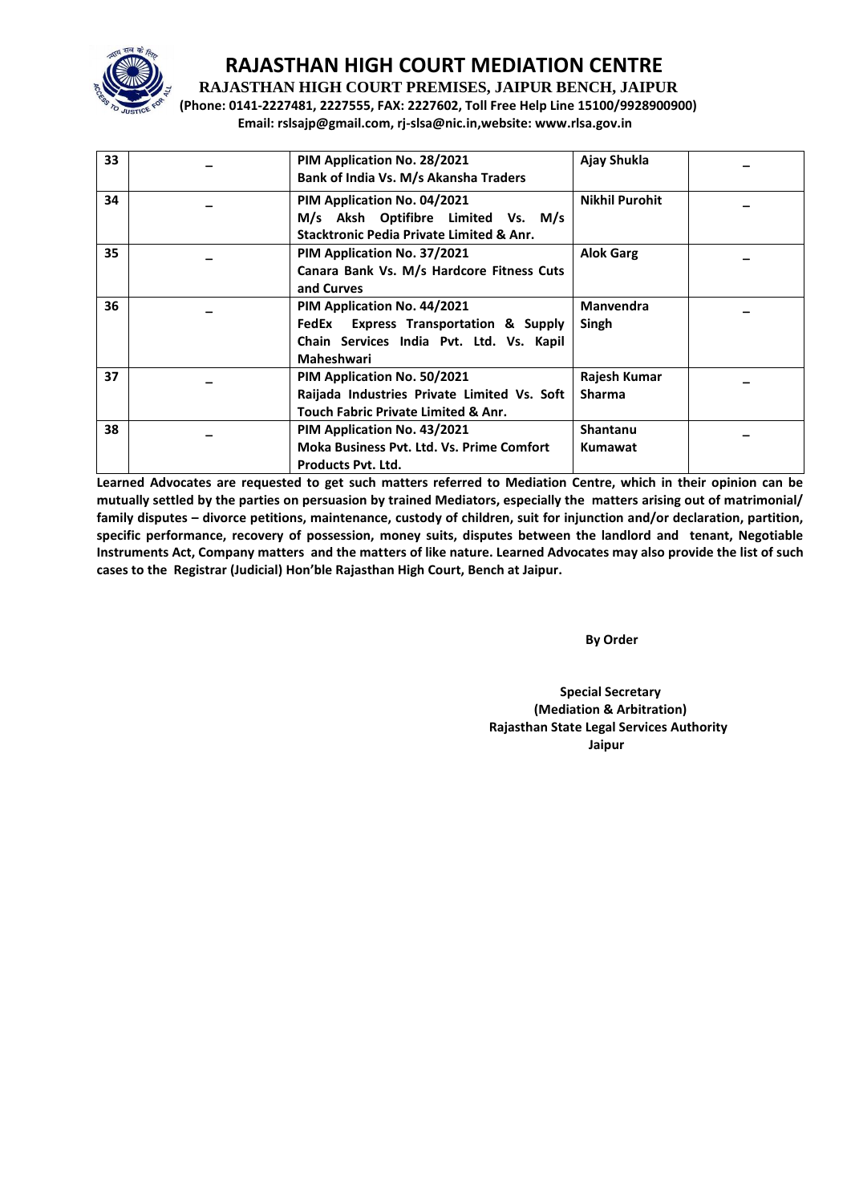# RAJASTHAN HIGH COURT MEDIATION CENTRE

**RAJASTHAN HIGH COURT PREMISES, JAIPUR BENCH, JAIPUR**

**(Phone: 0141-2227481, 2227555, FAX: 2227602, Toll Free Help Line 15100/9928900900)**

**Email: rslsajp@gmail.com, rj-slsa@nic.in,website: www.rlsa.gov.in**

| | | | | |
|---|---|---|---|---|
| **33** | – | **PIM Application No. 28/2021**<br>**Bank of India Vs. M/s Akansha Traders** | **Ajay Shukla** | – |
| **34** | – | **PIM Application No. 04/2021**<br>**M/s Aksh Optifibre Limited Vs. M/s Stacktronic Pedia Private Limited & Anr.** | **Nikhil Purohit** | – |
| **35** | – | **PIM Application No. 37/2021**<br>**Canara Bank Vs. M/s Hardcore Fitness Cuts and Curves** | **Alok Garg** | – |
| **36** | – | **PIM Application No. 44/2021**<br>**FedEx Express Transportation & Supply Chain Services India Pvt. Ltd. Vs. Kapil Maheshwari** | **Manvendra Singh** | – |
| **37** | – | **PIM Application No. 50/2021**<br>**Raijada Industries Private Limited Vs. Soft Touch Fabric Private Limited & Anr.** | **Rajesh Kumar Sharma** | – |
| **38** | – | **PIM Application No. 43/2021**<br>**Moka Business Pvt. Ltd. Vs. Prime Comfort Products Pvt. Ltd.** | **Shantanu Kumawat** | – |

**Learned Advocates are requested to get such matters referred to Mediation Centre, which in their opinion can be mutually settled by the parties on persuasion by trained Mediators, especially the matters arising out of matrimonial/ family disputes – divorce petitions, maintenance, custody of children, suit for injunction and/or declaration, partition, specific performance, recovery of possession, money suits, disputes between the landlord and tenant, Negotiable Instruments Act, Company matters and the matters of like nature. Learned Advocates may also provide the list of such cases to the Registrar (Judicial) Hon'ble Rajasthan High Court, Bench at Jaipur.**

**By Order**

**Special Secretary**
**(Mediation & Arbitration)**
**Rajasthan State Legal Services Authority**
**Jaipur**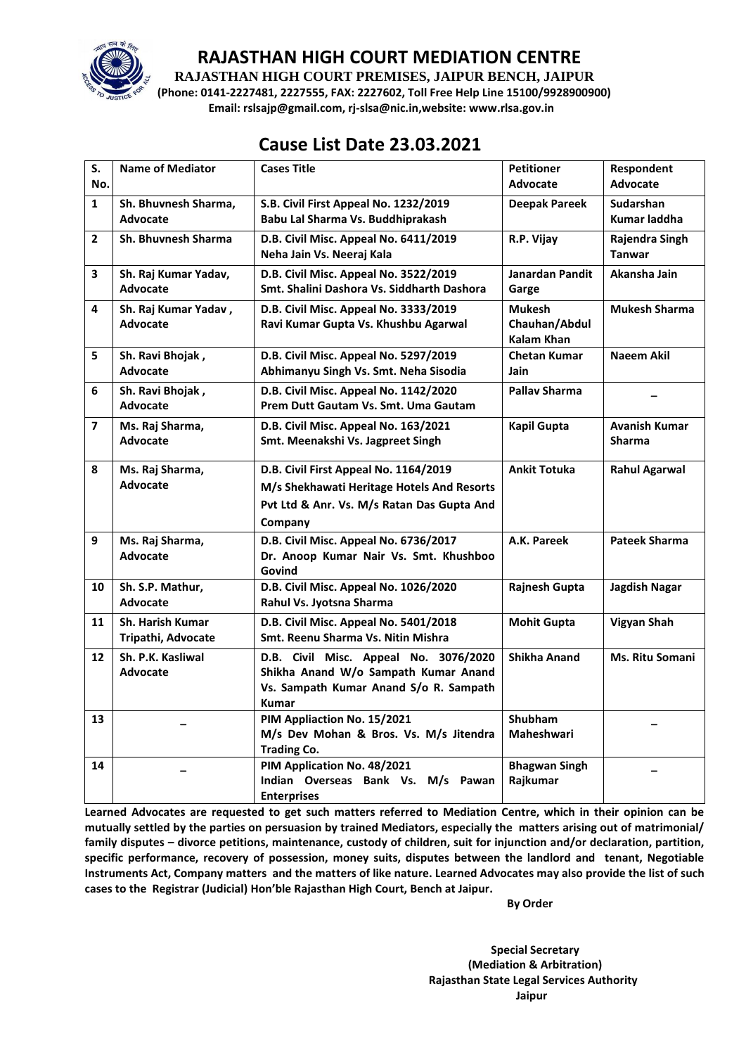# RAJASTHAN HIGH COURT MEDIATION CENTRE

**RAJASTHAN HIGH COURT PREMISES, JAIPUR BENCH, JAIPUR**

**(Phone: 0141-2227481, 2227555, FAX: 2227602, Toll Free Help Line 15100/9928900900)**

**Email: rslsajp@gmail.com, rj-slsa@nic.in,website: www.rlsa.gov.in**

## Cause List Date 23.03.2021

| S. No. | Name of Mediator | Cases Title | Petitioner Advocate | Respondent Advocate |
|---|---|---|---|---|
| 1 | Sh. Bhuvnesh Sharma, Advocate | S.B. Civil First Appeal No. 1232/2019 Babu Lal Sharma Vs. Buddhiprakash | Deepak Pareek | Sudarshan Kumar laddha |
| 2 | Sh. Bhuvnesh Sharma | D.B. Civil Misc. Appeal No. 6411/2019 Neha Jain Vs. Neeraj Kala | R.P. Vijay | Rajendra Singh Tanwar |
| 3 | Sh. Raj Kumar Yadav, Advocate | D.B. Civil Misc. Appeal No. 3522/2019 Smt. Shalini Dashora Vs. Siddharth Dashora | Janardan Pandit Garge | Akansha Jain |
| 4 | Sh. Raj Kumar Yadav , Advocate | D.B. Civil Misc. Appeal No. 3333/2019 Ravi Kumar Gupta Vs. Khushbu Agarwal | Mukesh Chauhan/Abdul Kalam Khan | Mukesh Sharma |
| 5 | Sh. Ravi Bhojak , Advocate | D.B. Civil Misc. Appeal No. 5297/2019 Abhimanyu Singh Vs. Smt. Neha Sisodia | Chetan Kumar Jain | Naeem Akil |
| 6 | Sh. Ravi Bhojak , Advocate | D.B. Civil Misc. Appeal No. 1142/2020 Prem Dutt Gautam Vs. Smt. Uma Gautam | Pallav Sharma | _ |
| 7 | Ms. Raj Sharma, Advocate | D.B. Civil Misc. Appeal No. 163/2021 Smt. Meenakshi Vs. Jagpreet Singh | Kapil Gupta | Avanish Kumar Sharma |
| 8 | Ms. Raj Sharma, Advocate | D.B. Civil First Appeal No. 1164/2019 M/s Shekhawati Heritage Hotels And Resorts Pvt Ltd & Anr. Vs. M/s Ratan Das Gupta And Company | Ankit Totuka | Rahul Agarwal |
| 9 | Ms. Raj Sharma, Advocate | D.B. Civil Misc. Appeal No. 6736/2017 Dr. Anoop Kumar Nair Vs. Smt. Khushboo Govind | A.K. Pareek | Pateek Sharma |
| 10 | Sh. S.P. Mathur, Advocate | D.B. Civil Misc. Appeal No. 1026/2020 Rahul Vs. Jyotsna Sharma | Rajnesh Gupta | Jagdish Nagar |
| 11 | Sh. Harish Kumar Tripathi, Advocate | D.B. Civil Misc. Appeal No. 5401/2018 Smt. Reenu Sharma Vs. Nitin Mishra | Mohit Gupta | Vigyan Shah |
| 12 | Sh. P.K. Kasliwal Advocate | D.B. Civil Misc. Appeal No. 3076/2020 Shikha Anand W/o Sampath Kumar Anand Vs. Sampath Kumar Anand S/o R. Sampath Kumar | Shikha Anand | Ms. Ritu Somani |
| 13 | _ | PIM Appliaction No. 15/2021 M/s Dev Mohan & Bros. Vs. M/s Jitendra Trading Co. | Shubham Maheshwari | _ |
| 14 | _ | PIM Application No. 48/2021 Indian Overseas Bank Vs. M/s Pawan Enterprises | Bhagwan Singh Rajkumar | _ |

**Learned Advocates are requested to get such matters referred to Mediation Centre, which in their opinion can be mutually settled by the parties on persuasion by trained Mediators, especially the matters arising out of matrimonial/ family disputes – divorce petitions, maintenance, custody of children, suit for injunction and/or declaration, partition, specific performance, recovery of possession, money suits, disputes between the landlord and tenant, Negotiable Instruments Act, Company matters and the matters of like nature. Learned Advocates may also provide the list of such cases to the Registrar (Judicial) Hon'ble Rajasthan High Court, Bench at Jaipur.**

**By Order**

**Special Secretary**
**(Mediation & Arbitration)**
**Rajasthan State Legal Services Authority**
**Jaipur**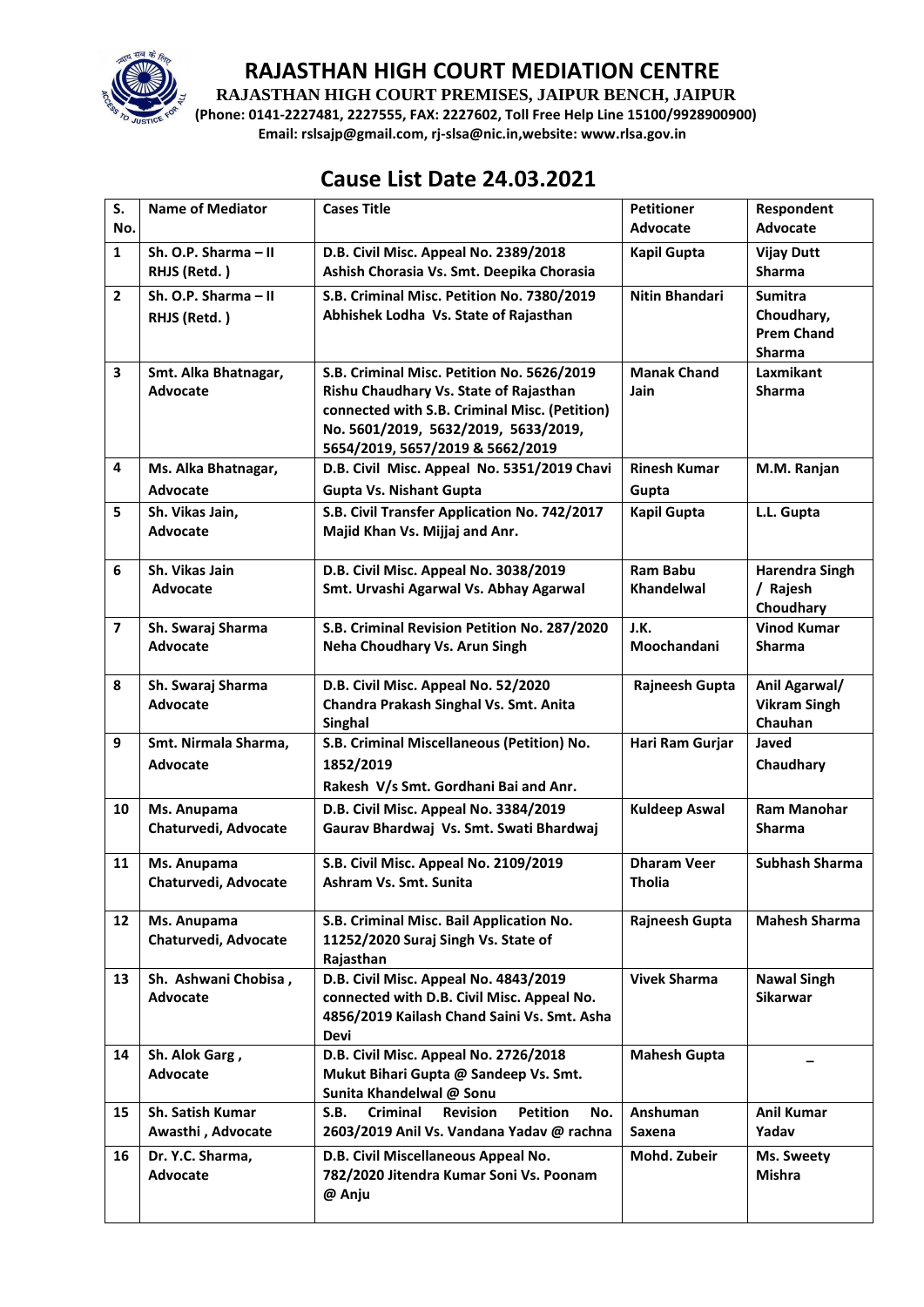# RAJASTHAN HIGH COURT MEDIATION CENTRE

**RAJASTHAN HIGH COURT PREMISES, JAIPUR BENCH, JAIPUR**

**(Phone: 0141-2227481, 2227555, FAX: 2227602, Toll Free Help Line 15100/9928900900)**

**Email: rslsajp@gmail.com, rj-slsa@nic.in,website: www.rlsa.gov.in**

## Cause List Date 24.03.2021

| S. No. | Name of Mediator | Cases Title | Petitioner Advocate | Respondent Advocate |
|---|---|---|---|---|
| 1 | Sh. O.P. Sharma – II RHJS (Retd. ) | D.B. Civil Misc. Appeal No. 2389/2018 Ashish Chorasia Vs. Smt. Deepika Chorasia | Kapil Gupta | Vijay Dutt Sharma |
| 2 | Sh. O.P. Sharma – II RHJS (Retd. ) | S.B. Criminal Misc. Petition No. 7380/2019 Abhishek Lodha Vs. State of Rajasthan | Nitin Bhandari | Sumitra Choudhary, Prem Chand Sharma |
| 3 | Smt. Alka Bhatnagar, Advocate | S.B. Criminal Misc. Petition No. 5626/2019 Rishu Chaudhary Vs. State of Rajasthan connected with S.B. Criminal Misc. (Petition) No. 5601/2019, 5632/2019, 5633/2019, 5654/2019, 5657/2019 & 5662/2019 | Manak Chand Jain | Laxmikant Sharma |
| 4 | Ms. Alka Bhatnagar, Advocate | D.B. Civil Misc. Appeal No. 5351/2019 Chavi Gupta Vs. Nishant Gupta | Rinesh Kumar Gupta | M.M. Ranjan |
| 5 | Sh. Vikas Jain, Advocate | S.B. Civil Transfer Application No. 742/2017 Majid Khan Vs. Mijjaj and Anr. | Kapil Gupta | L.L. Gupta |
| 6 | Sh. Vikas Jain Advocate | D.B. Civil Misc. Appeal No. 3038/2019 Smt. Urvashi Agarwal Vs. Abhay Agarwal | Ram Babu Khandelwal | Harendra Singh / Rajesh Choudhary |
| 7 | Sh. Swaraj Sharma Advocate | S.B. Criminal Revision Petition No. 287/2020 Neha Choudhary Vs. Arun Singh | J.K. Moochandani | Vinod Kumar Sharma |
| 8 | Sh. Swaraj Sharma Advocate | D.B. Civil Misc. Appeal No. 52/2020 Chandra Prakash Singhal Vs. Smt. Anita Singhal | Rajneesh Gupta | Anil Agarwal/ Vikram Singh Chauhan |
| 9 | Smt. Nirmala Sharma, Advocate | S.B. Criminal Miscellaneous (Petition) No. 1852/2019 Rakesh V/s Smt. Gordhani Bai and Anr. | Hari Ram Gurjar | Javed Chaudhary |
| 10 | Ms. Anupama Chaturvedi, Advocate | D.B. Civil Misc. Appeal No. 3384/2019 Gaurav Bhardwaj Vs. Smt. Swati Bhardwaj | Kuldeep Aswal | Ram Manohar Sharma |
| 11 | Ms. Anupama Chaturvedi, Advocate | S.B. Civil Misc. Appeal No. 2109/2019 Ashram Vs. Smt. Sunita | Dharam Veer Tholia | Subhash Sharma |
| 12 | Ms. Anupama Chaturvedi, Advocate | S.B. Criminal Misc. Bail Application No. 11252/2020 Suraj Singh Vs. State of Rajasthan | Rajneesh Gupta | Mahesh Sharma |
| 13 | Sh. Ashwani Chobisa , Advocate | D.B. Civil Misc. Appeal No. 4843/2019 connected with D.B. Civil Misc. Appeal No. 4856/2019 Kailash Chand Saini Vs. Smt. Asha Devi | Vivek Sharma | Nawal Singh Sikarwar |
| 14 | Sh. Alok Garg , Advocate | D.B. Civil Misc. Appeal No. 2726/2018 Mukut Bihari Gupta @ Sandeep Vs. Smt. Sunita Khandelwal @ Sonu | Mahesh Gupta | – |
| 15 | Sh. Satish Kumar Awasthi , Advocate | S.B. Criminal Revision Petition No. 2603/2019 Anil Vs. Vandana Yadav @ rachna | Anshuman Saxena | Anil Kumar Yadav |
| 16 | Dr. Y.C. Sharma, Advocate | D.B. Civil Miscellaneous Appeal No. 782/2020 Jitendra Kumar Soni Vs. Poonam @ Anju | Mohd. Zubeir | Ms. Sweety Mishra |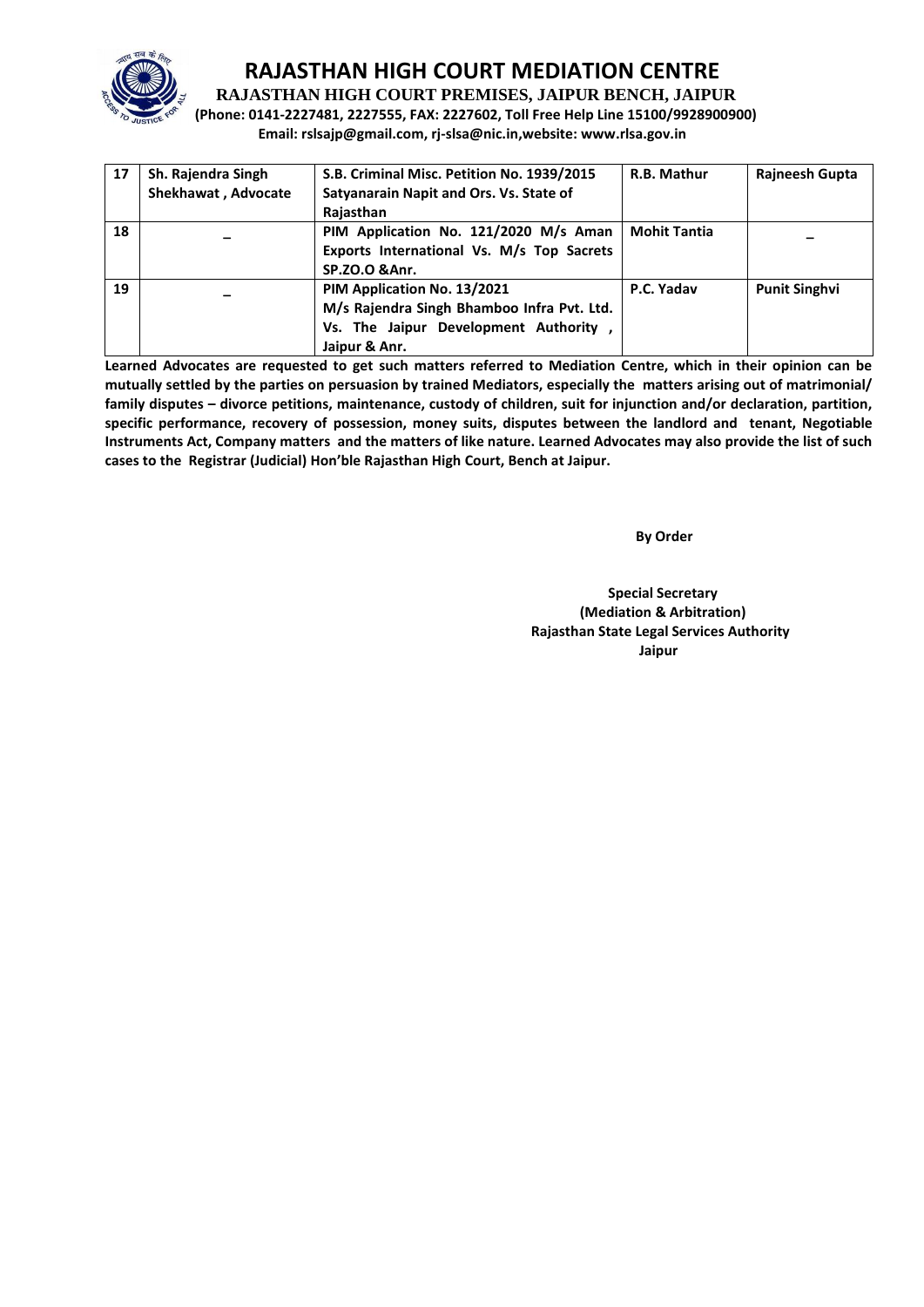# RAJASTHAN HIGH COURT MEDIATION CENTRE

**RAJASTHAN HIGH COURT PREMISES, JAIPUR BENCH, JAIPUR**

**(Phone: 0141-2227481, 2227555, FAX: 2227602, Toll Free Help Line 15100/9928900900)**

**Email: rslsajp@gmail.com, rj-slsa@nic.in,website: www.rlsa.gov.in**

| | | | | |
|---|---|---|---|---|
| 17 | Sh. Rajendra Singh Shekhawat , Advocate | S.B. Criminal Misc. Petition No. 1939/2015 Satyanarain Napit and Ors. Vs. State of Rajasthan | R.B. Mathur | Rajneesh Gupta |
| 18 | – | PIM Application No. 121/2020 M/s Aman Exports International Vs. M/s Top Sacrets SP.ZO.O &Anr. | Mohit Tantia | – |
| 19 | – | PIM Application No. 13/2021 M/s Rajendra Singh Bhamboo Infra Pvt. Ltd. Vs. The Jaipur Development Authority , Jaipur & Anr. | P.C. Yadav | Punit Singhvi |

**Learned Advocates are requested to get such matters referred to Mediation Centre, which in their opinion can be mutually settled by the parties on persuasion by trained Mediators, especially the matters arising out of matrimonial/ family disputes – divorce petitions, maintenance, custody of children, suit for injunction and/or declaration, partition, specific performance, recovery of possession, money suits, disputes between the landlord and tenant, Negotiable Instruments Act, Company matters and the matters of like nature. Learned Advocates may also provide the list of such cases to the Registrar (Judicial) Hon'ble Rajasthan High Court, Bench at Jaipur.**

**By Order**

**Special Secretary**
**(Mediation & Arbitration)**
**Rajasthan State Legal Services Authority**
**Jaipur**